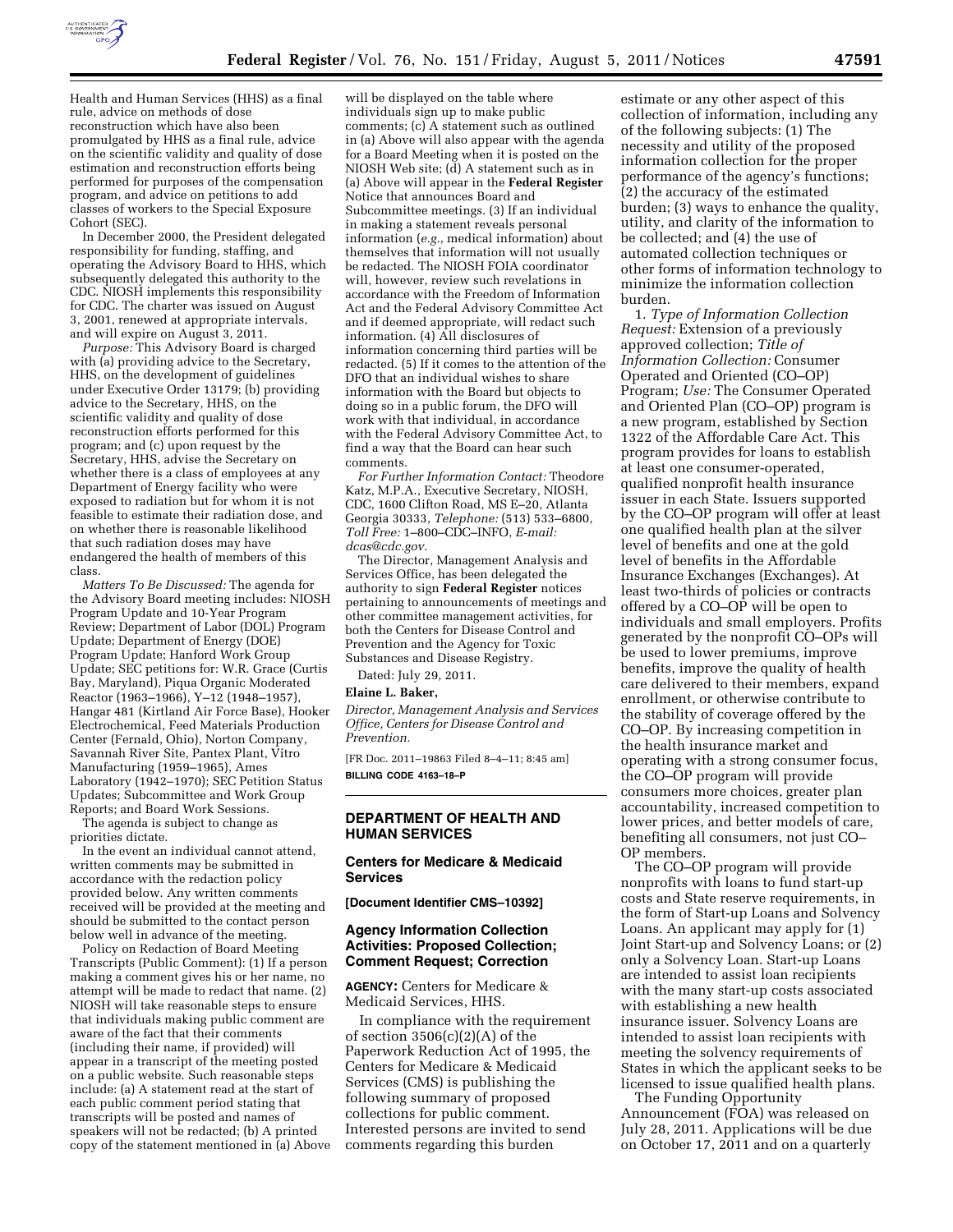Health and Human Services (HHS) as a final rule, advice on methods of dose reconstruction which have also been promulgated by HHS as a final rule, advice on the scientific validity and quality of dose estimation and reconstruction efforts being performed for purposes of the compensation program, and advice on petitions to add classes of workers to the Special Exposure Cohort (SEC).

In December 2000, the President delegated responsibility for funding, staffing, and operating the Advisory Board to HHS, which subsequently delegated this authority to the CDC. NIOSH implements this responsibility for CDC. The charter was issued on August 3, 2001, renewed at appropriate intervals, and will expire on August 3, 2011.

*Purpose:* This Advisory Board is charged with (a) providing advice to the Secretary, HHS, on the development of guidelines under Executive Order 13179; (b) providing advice to the Secretary, HHS, on the scientific validity and quality of dose reconstruction efforts performed for this program; and (c) upon request by the Secretary, HHS, advise the Secretary on whether there is a class of employees at any Department of Energy facility who were exposed to radiation but for whom it is not feasible to estimate their radiation dose, and on whether there is reasonable likelihood that such radiation doses may have endangered the health of members of this class.

*Matters To Be Discussed:* The agenda for the Advisory Board meeting includes: NIOSH Program Update and 10-Year Program Review; Department of Labor (DOL) Program Update; Department of Energy (DOE) Program Update; Hanford Work Group Update; SEC petitions for: W.R. Grace (Curtis Bay, Maryland), Piqua Organic Moderated Reactor (1963–1966), Y–12 (1948–1957), Hangar 481 (Kirtland Air Force Base), Hooker Electrochemical, Feed Materials Production Center (Fernald, Ohio), Norton Company, Savannah River Site, Pantex Plant, Vitro Manufacturing (1959–1965), Ames Laboratory (1942–1970); SEC Petition Status Updates; Subcommittee and Work Group Reports; and Board Work Sessions.

The agenda is subject to change as priorities dictate.

In the event an individual cannot attend, written comments may be submitted in accordance with the redaction policy provided below. Any written comments received will be provided at the meeting and should be submitted to the contact person below well in advance of the meeting.

Policy on Redaction of Board Meeting Transcripts (Public Comment): (1) If a person making a comment gives his or her name, no attempt will be made to redact that name. (2) NIOSH will take reasonable steps to ensure that individuals making public comment are aware of the fact that their comments (including their name, if provided) will appear in a transcript of the meeting posted on a public website. Such reasonable steps include: (a) A statement read at the start of each public comment period stating that transcripts will be posted and names of speakers will not be redacted; (b) A printed copy of the statement mentioned in (a) Above will be displayed on the table where individuals sign up to make public comments; (c) A statement such as outlined in (a) Above will also appear with the agenda for a Board Meeting when it is posted on the NIOSH Web site; (d) A statement such as in (a) Above will appear in the **Federal Register** Notice that announces Board and Subcommittee meetings. (3) If an individual in making a statement reveals personal information (*e.g.*, medical information) about themselves that information will not usually be redacted. The NIOSH FOIA coordinator will, however, review such revelations in accordance with the Freedom of Information Act and the Federal Advisory Committee Act and if deemed appropriate, will redact such information. (4) All disclosures of information concerning third parties will be redacted. (5) If it comes to the attention of the DFO that an individual wishes to share information with the Board but objects to doing so in a public forum, the DFO will work with that individual, in accordance with the Federal Advisory Committee Act, to find a way that the Board can hear such comments.

*For Further Information Contact:* Theodore Katz, M.P.A., Executive Secretary, NIOSH, CDC, 1600 Clifton Road, MS E–20, Atlanta Georgia 30333, *Telephone:* (513) 533–6800, *Toll Free:* 1–800–CDC–INFO, *E-mail: dcas@cdc.gov.*

The Director, Management Analysis and Services Office, has been delegated the authority to sign **Federal Register** notices pertaining to announcements of meetings and other committee management activities, for both the Centers for Disease Control and Prevention and the Agency for Toxic Substances and Disease Registry.

Dated: July 29, 2011.

**Elaine L. Baker,**

*Director, Management Analysis and Services Office, Centers for Disease Control and Prevention.*

[FR Doc. 2011–19863 Filed 8–4–11; 8:45 am]

**BILLING CODE 4163–18–P**

## DEPARTMENT OF HEALTH AND HUMAN SERVICES

### Centers for Medicare & Medicaid Services

**[Document Identifier CMS–10392]**

### Agency Information Collection Activities: Proposed Collection; Comment Request; Correction

**AGENCY:** Centers for Medicare & Medicaid Services, HHS.

In compliance with the requirement of section 3506(c)(2)(A) of the Paperwork Reduction Act of 1995, the Centers for Medicare & Medicaid Services (CMS) is publishing the following summary of proposed collections for public comment. Interested persons are invited to send comments regarding this burden estimate or any other aspect of this collection of information, including any of the following subjects: (1) The necessity and utility of the proposed information collection for the proper performance of the agency's functions; (2) the accuracy of the estimated burden; (3) ways to enhance the quality, utility, and clarity of the information to be collected; and (4) the use of automated collection techniques or other forms of information technology to minimize the information collection burden.

1. *Type of Information Collection Request:* Extension of a previously approved collection; *Title of Information Collection:* Consumer Operated and Oriented (CO–OP) Program; *Use:* The Consumer Operated and Oriented Plan (CO–OP) program is a new program, established by Section 1322 of the Affordable Care Act. This program provides for loans to establish at least one consumer-operated, qualified nonprofit health insurance issuer in each State. Issuers supported by the CO–OP program will offer at least one qualified health plan at the silver level of benefits and one at the gold level of benefits in the Affordable Insurance Exchanges (Exchanges). At least two-thirds of policies or contracts offered by a CO–OP will be open to individuals and small employers. Profits generated by the nonprofit CO–OPs will be used to lower premiums, improve benefits, improve the quality of health care delivered to their members, expand enrollment, or otherwise contribute to the stability of coverage offered by the CO–OP. By increasing competition in the health insurance market and operating with a strong consumer focus, the CO–OP program will provide consumers more choices, greater plan accountability, increased competition to lower prices, and better models of care, benefiting all consumers, not just CO–OP members.

The CO–OP program will provide nonprofits with loans to fund start-up costs and State reserve requirements, in the form of Start-up Loans and Solvency Loans. An applicant may apply for (1) Joint Start-up and Solvency Loans; or (2) only a Solvency Loan. Start-up Loans are intended to assist loan recipients with the many start-up costs associated with establishing a new health insurance issuer. Solvency Loans are intended to assist loan recipients with meeting the solvency requirements of States in which the applicant seeks to be licensed to issue qualified health plans.

The Funding Opportunity Announcement (FOA) was released on July 28, 2011. Applications will be due on October 17, 2011 and on a quarterly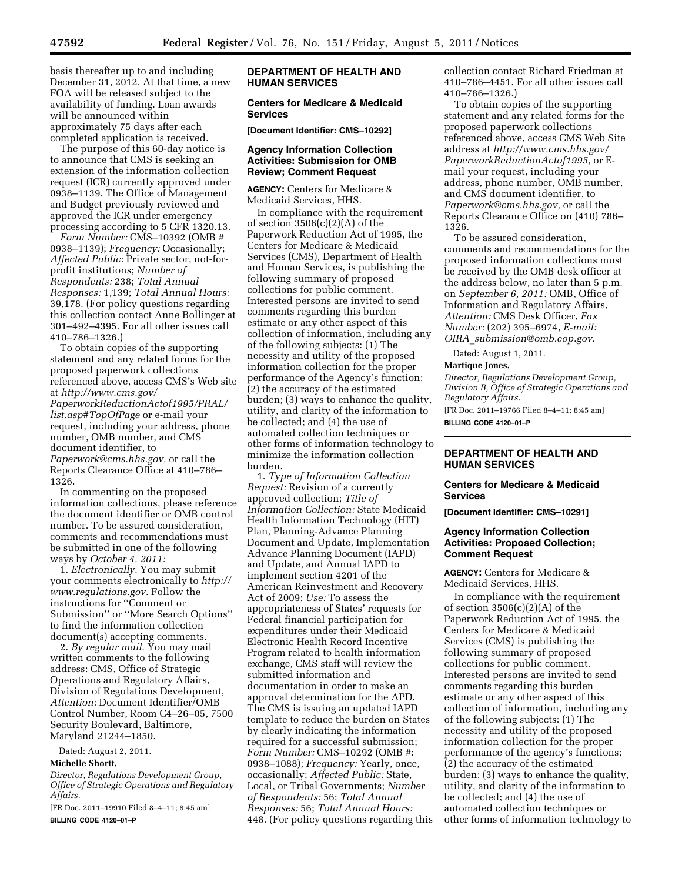basis thereafter up to and including December 31, 2012. At that time, a new FOA will be released subject to the availability of funding. Loan awards will be announced within approximately 75 days after each completed application is received.

The purpose of this 60-day notice is to announce that CMS is seeking an extension of the information collection request (ICR) currently approved under 0938–1139. The Office of Management and Budget previously reviewed and approved the ICR under emergency processing according to 5 CFR 1320.13.

*Form Number:* CMS–10392 (OMB # 0938–1139); *Frequency:* Occasionally; *Affected Public:* Private sector, not-for-profit institutions; *Number of Respondents:* 238; *Total Annual Responses:* 1,139; *Total Annual Hours:* 39,178. (For policy questions regarding this collection contact Anne Bollinger at 301–492–4395. For all other issues call 410–786–1326.)

To obtain copies of the supporting statement and any related forms for the proposed paperwork collections referenced above, access CMS's Web site at *http://www.cms.gov/PaperworkReductionActof1995/PRAL/list.asp#TopOfPage* or e-mail your request, including your address, phone number, OMB number, and CMS document identifier, to *Paperwork@cms.hhs.gov,* or call the Reports Clearance Office at 410–786–1326.

In commenting on the proposed information collections, please reference the document identifier or OMB control number. To be assured consideration, comments and recommendations must be submitted in one of the following ways by *October 4, 2011:*

1. *Electronically.* You may submit your comments electronically to *http://www.regulations.gov.* Follow the instructions for ''Comment or Submission'' or ''More Search Options'' to find the information collection document(s) accepting comments.

2. *By regular mail.* You may mail written comments to the following address: CMS, Office of Strategic Operations and Regulatory Affairs, Division of Regulations Development, *Attention:* Document Identifier/OMB Control Number, Room C4–26–05, 7500 Security Boulevard, Baltimore, Maryland 21244–1850.

Dated: August 2, 2011.

**Michelle Shortt,**

*Director, Regulations Development Group, Office of Strategic Operations and Regulatory Affairs.*

[FR Doc. 2011–19910 Filed 8–4–11; 8:45 am]

**BILLING CODE 4120–01–P**

---

## DEPARTMENT OF HEALTH AND HUMAN SERVICES

### Centers for Medicare & Medicaid Services

**[Document Identifier: CMS–10292]**

### Agency Information Collection Activities: Submission for OMB Review; Comment Request

**AGENCY:** Centers for Medicare & Medicaid Services, HHS.

In compliance with the requirement of section 3506(c)(2)(A) of the Paperwork Reduction Act of 1995, the Centers for Medicare & Medicaid Services (CMS), Department of Health and Human Services, is publishing the following summary of proposed collections for public comment. Interested persons are invited to send comments regarding this burden estimate or any other aspect of this collection of information, including any of the following subjects: (1) The necessity and utility of the proposed information collection for the proper performance of the Agency's function; (2) the accuracy of the estimated burden; (3) ways to enhance the quality, utility, and clarity of the information to be collected; and (4) the use of automated collection techniques or other forms of information technology to minimize the information collection burden.

1. *Type of Information Collection Request:* Revision of a currently approved collection; *Title of Information Collection:* State Medicaid Health Information Technology (HIT) Plan, Planning-Advance Planning Document and Update, Implementation Advance Planning Document (IAPD) and Update, and Annual IAPD to implement section 4201 of the American Reinvestment and Recovery Act of 2009; *Use:* To assess the appropriateness of States' requests for Federal financial participation for expenditures under their Medicaid Electronic Health Record Incentive Program related to health information exchange, CMS staff will review the submitted information and documentation in order to make an approval determination for the APD. The CMS is issuing an updated IAPD template to reduce the burden on States by clearly indicating the information required for a successful submission; *Form Number:* CMS–10292 (OMB #: 0938–1088); *Frequency:* Yearly, once, occasionally; *Affected Public:* State, Local, or Tribal Governments; *Number of Respondents:* 56; *Total Annual Responses:* 56; *Total Annual Hours:* 448. (For policy questions regarding this collection contact Richard Friedman at 410–786–4451. For all other issues call 410–786–1326.)

To obtain copies of the supporting statement and any related forms for the proposed paperwork collections referenced above, access CMS Web Site address at *http://www.cms.hhs.gov/PaperworkReductionActof1995,* or E-mail your request, including your address, phone number, OMB number, and CMS document identifier, to *Paperwork@cms.hhs.gov,* or call the Reports Clearance Office on (410) 786–1326.

To be assured consideration, comments and recommendations for the proposed information collections must be received by the OMB desk officer at the address below, no later than 5 p.m. on *September 6, 2011:* OMB, Office of Information and Regulatory Affairs, *Attention:* CMS Desk Officer, *Fax Number:* (202) 395–6974, *E-mail: OIRA_submission@omb.eop.gov.*

Dated: August 1, 2011.

**Martique Jones,**

*Director, Regulations Development Group, Division B, Office of Strategic Operations and Regulatory Affairs.*

[FR Doc. 2011–19766 Filed 8–4–11; 8:45 am]

**BILLING CODE 4120–01–P**

---

## DEPARTMENT OF HEALTH AND HUMAN SERVICES

### Centers for Medicare & Medicaid Services

**[Document Identifier: CMS–10291]**

### Agency Information Collection Activities: Proposed Collection; Comment Request

**AGENCY:** Centers for Medicare & Medicaid Services, HHS.

In compliance with the requirement of section 3506(c)(2)(A) of the Paperwork Reduction Act of 1995, the Centers for Medicare & Medicaid Services (CMS) is publishing the following summary of proposed collections for public comment. Interested persons are invited to send comments regarding this burden estimate or any other aspect of this collection of information, including any of the following subjects: (1) The necessity and utility of the proposed information collection for the proper performance of the agency's functions; (2) the accuracy of the estimated burden; (3) ways to enhance the quality, utility, and clarity of the information to be collected; and (4) the use of automated collection techniques or other forms of information technology to